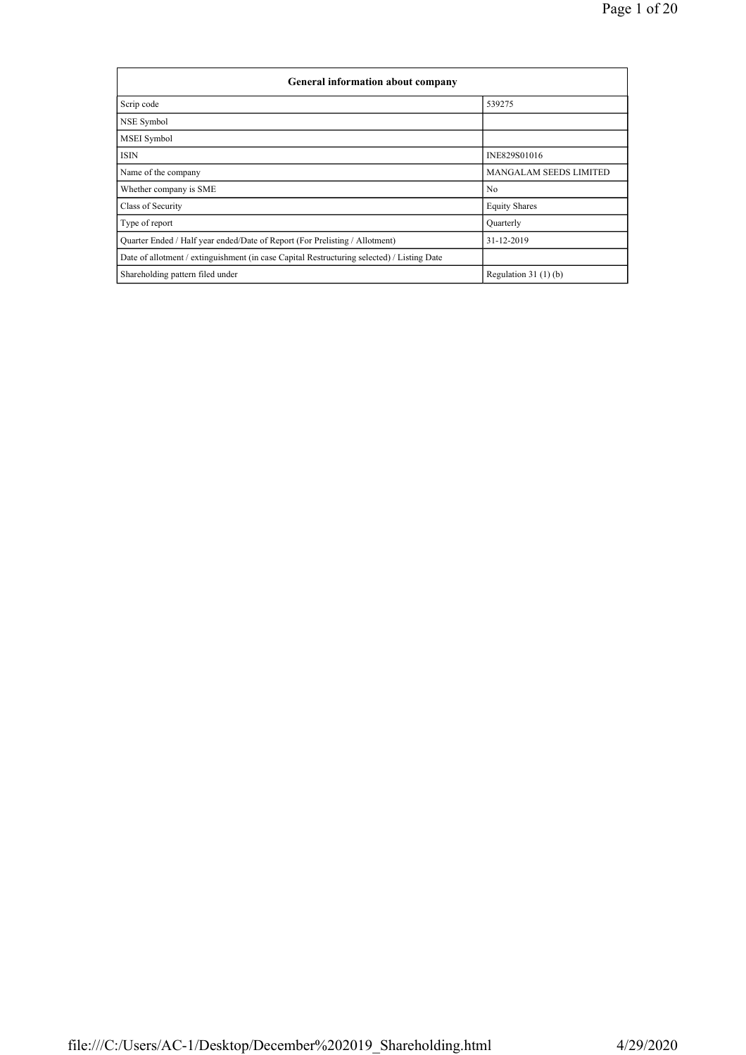| General information about company | |
|---|---|
| Scrip code | 539275 |
| NSE Symbol | |
| MSEI Symbol | |
| ISIN | INE829S01016 |
| Name of the company | MANGALAM SEEDS LIMITED |
| Whether company is SME | No |
| Class of Security | Equity Shares |
| Type of report | Quarterly |
| Quarter Ended / Half year ended/Date of Report (For Prelisting / Allotment) | 31-12-2019 |
| Date of allotment / extinguishment (in case Capital Restructuring selected) / Listing Date | |
| Shareholding pattern filed under | Regulation 31 (1) (b) |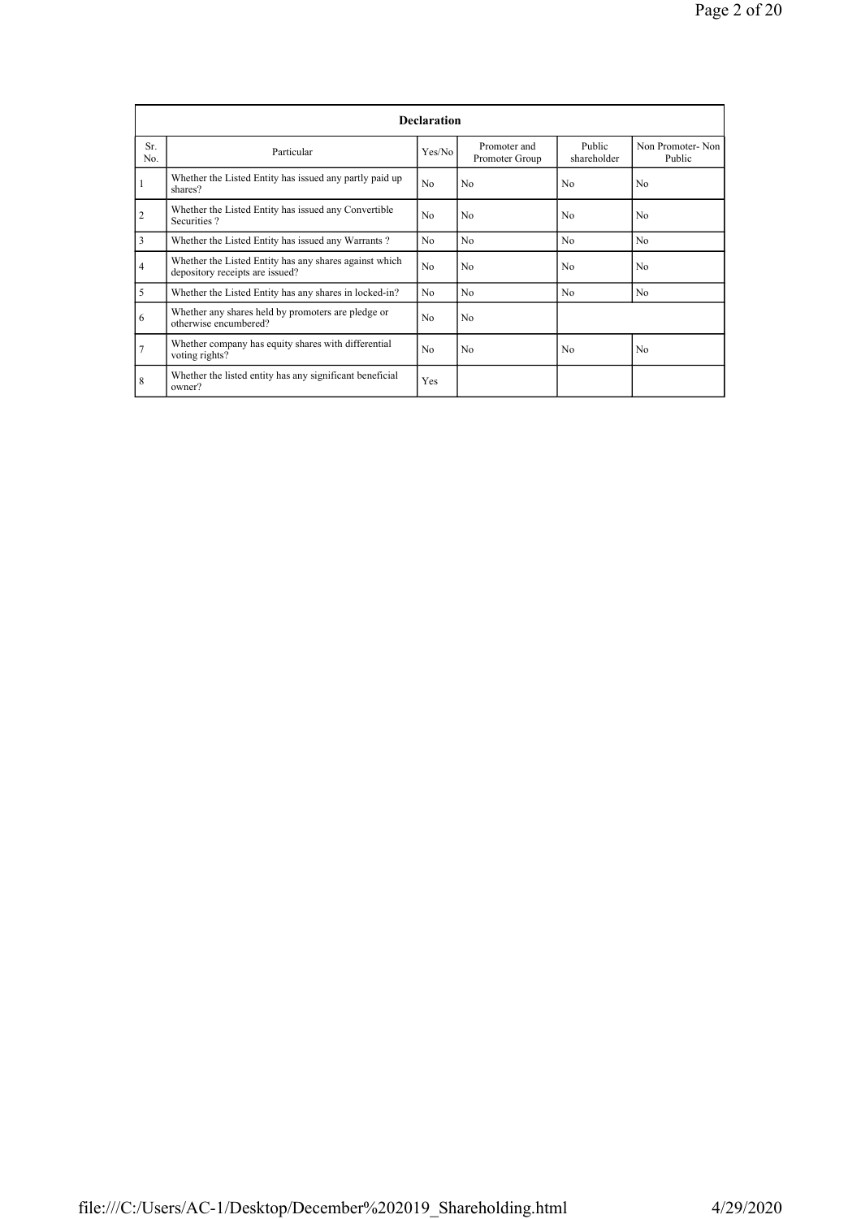| Declaration | | | | | |
|---|---|---|---|---|---|
| Sr. No. | Particular | Yes/No | Promoter and Promoter Group | Public shareholder | Non Promoter- Non Public |
| 1 | Whether the Listed Entity has issued any partly paid up shares? | No | No | No | No |
| 2 | Whether the Listed Entity has issued any Convertible Securities ? | No | No | No | No |
| 3 | Whether the Listed Entity has issued any Warrants ? | No | No | No | No |
| 4 | Whether the Listed Entity has any shares against which depository receipts are issued? | No | No | No | No |
| 5 | Whether the Listed Entity has any shares in locked-in? | No | No | No | No |
| 6 | Whether any shares held by promoters are pledge or otherwise encumbered? | No | No | | |
| 7 | Whether company has equity shares with differential voting rights? | No | No | No | No |
| 8 | Whether the listed entity has any significant beneficial owner? | Yes | | | |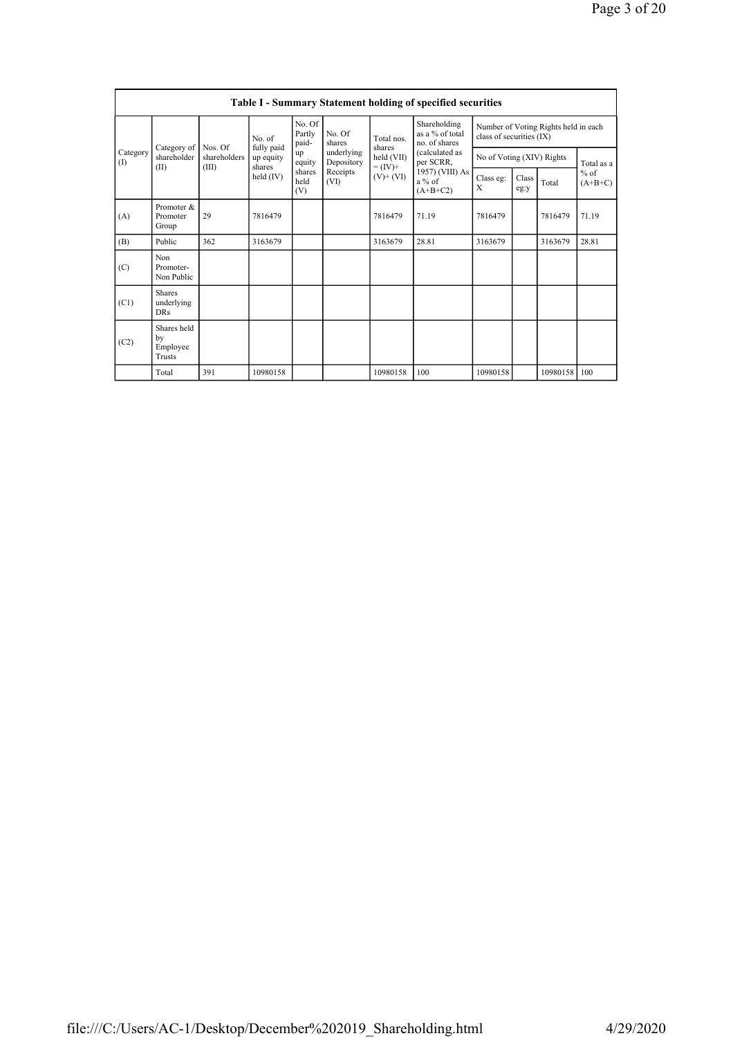## Table I - Summary Statement holding of specified securities

| Category (I) | Category of shareholder (II) | Nos. Of shareholders (III) | No. of fully paid up equity shares held (IV) | No. Of Partly paid-up equity shares held (V) | No. Of shares underlying Depository Receipts (VI) | Total nos. shares held (VII) = (IV)+ (V)+ (VI) | Shareholding as a % of total no. of shares (calculated as per SCRR, 1957) (VIII) As a % of (A+B+C2) | Number of Voting Rights held in each class of securities (IX) | | | |
|---|---|---|---|---|---|---|---|---|---|---|---|
| | | | | | | | | No of Voting (XIV) Rights | | | Total as a % of (A+B+C) |
| | | | | | | | | Class eg: X | Class eg:y | Total | |
| (A) | Promoter & Promoter Group | 29 | 7816479 | | | 7816479 | 71.19 | 7816479 | | 7816479 | 71.19 |
| (B) | Public | 362 | 3163679 | | | 3163679 | 28.81 | 3163679 | | 3163679 | 28.81 |
| (C) | Non Promoter- Non Public | | | | | | | | | | |
| (C1) | Shares underlying DRs | | | | | | | | | | |
| (C2) | Shares held by Employee Trusts | | | | | | | | | | |
| | Total | 391 | 10980158 | | | 10980158 | 100 | 10980158 | | 10980158 | 100 |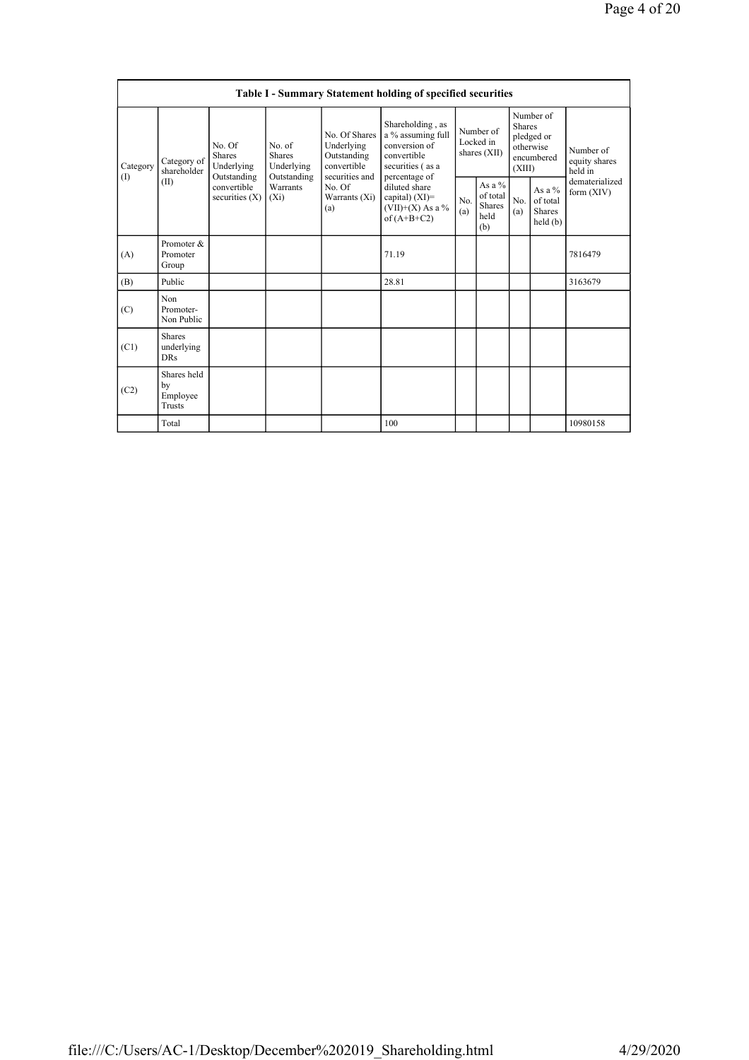**Table I - Summary Statement holding of specified securities**

| Category (I) | Category of shareholder (II) | No. Of Shares Underlying Outstanding convertible securities (X) | No. of Shares Underlying Outstanding Warrants (Xi) | No. Of Shares Underlying Outstanding convertible securities and No. Of Warrants (Xi) (a) | Shareholding , as a % assuming full conversion of convertible securities ( as a percentage of diluted share capital) (XI)= (VII)+(X) As a % of (A+B+C2) | Number of Locked in shares (XII) | | Number of Shares pledged or otherwise encumbered (XIII) | | Number of equity shares held in dematerialized form (XIV) |
|---|---|---|---|---|---|---|---|---|---|---|
| | | | | | | No. (a) | As a % of total Shares held (b) | No. (a) | As a % of total Shares held (b) | |
| (A) | Promoter & Promoter Group | | | | 71.19 | | | | | 7816479 |
| (B) | Public | | | | 28.81 | | | | | 3163679 |
| (C) | Non Promoter- Non Public | | | | | | | | | |
| (C1) | Shares underlying DRs | | | | | | | | | |
| (C2) | Shares held by Employee Trusts | | | | | | | | | |
| | Total | | | | 100 | | | | | 10980158 |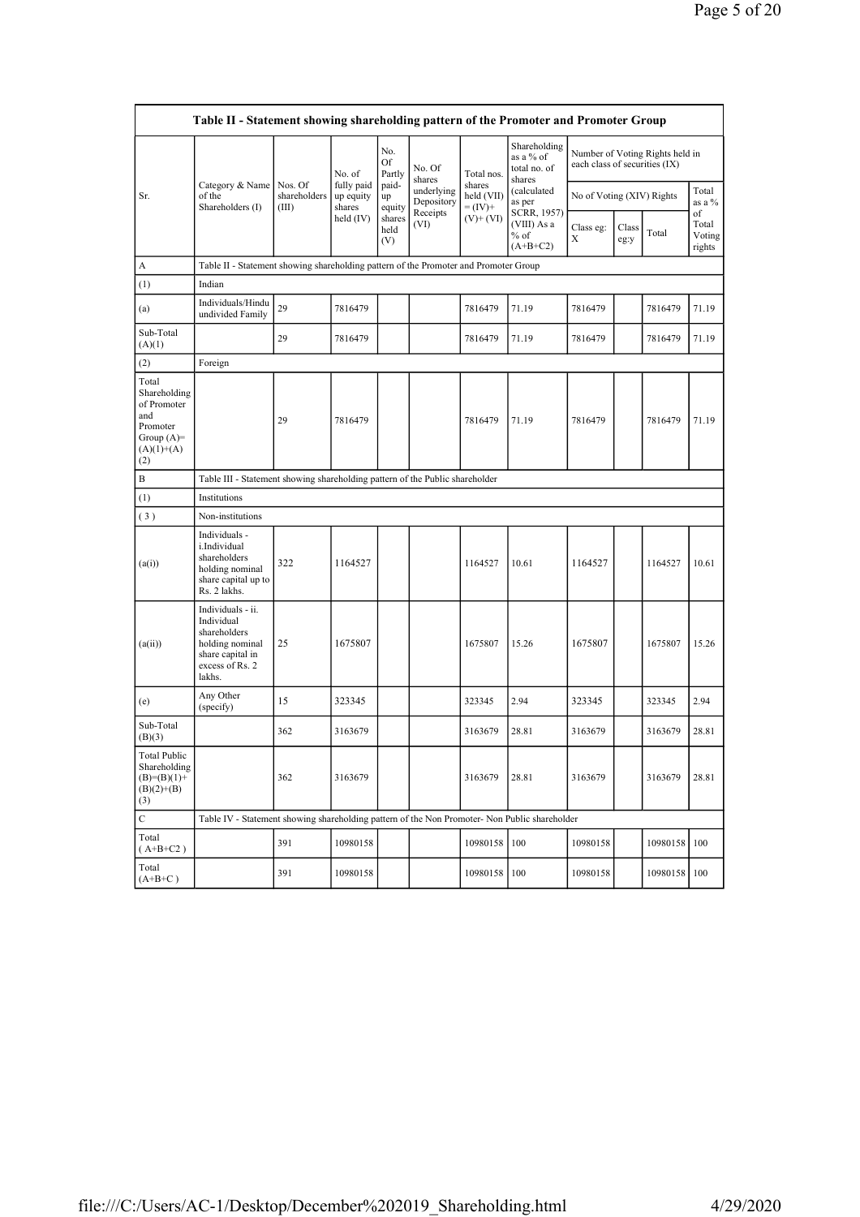| Table II - Statement showing shareholding pattern of the Promoter and Promoter Group | | | | | | | | | | | | |
|---|---|---|---|---|---|---|---|---|---|---|---|---|
| Sr. | Category & Name of the Shareholders (I) | Nos. Of shareholders (III) | No. of fully paid up equity shares held (IV) | No. Of Partly paid-up equity shares held (V) | No. Of shares underlying Depository Receipts (VI) | Total nos. shares held (VII) = (IV)+ (V)+ (VI) | Shareholding as a % of total no. of shares (calculated as per SCRR, 1957) (VIII) As a % of (A+B+C2) | Number of Voting Rights held in each class of securities (IX) | | | |
| | | | | | | | | No of Voting (XIV) Rights | | | Total as a % of Total Voting rights |
| | | | | | | | | Class eg: X | Class eg:y | Total | |
| A | Table II - Statement showing shareholding pattern of the Promoter and Promoter Group | | | | | | | | | | |
| (1) | Indian | | | | | | | | | | |
| (a) | Individuals/Hindu undivided Family | 29 | 7816479 | | | 7816479 | 71.19 | 7816479 | | 7816479 | 71.19 |
| Sub-Total (A)(1) | | 29 | 7816479 | | | 7816479 | 71.19 | 7816479 | | 7816479 | 71.19 |
| (2) | Foreign | | | | | | | | | | |
| Total Shareholding of Promoter and Promoter Group (A)=(A)(1)+(A)(2) | | 29 | 7816479 | | | 7816479 | 71.19 | 7816479 | | 7816479 | 71.19 |
| B | Table III - Statement showing shareholding pattern of the Public shareholder | | | | | | | | | | |
| (1) | Institutions | | | | | | | | | | |
| (3) | Non-institutions | | | | | | | | | | |
| (a(i)) | Individuals - i.Individual shareholders holding nominal share capital up to Rs. 2 lakhs. | 322 | 1164527 | | | 1164527 | 10.61 | 1164527 | | 1164527 | 10.61 |
| (a(ii)) | Individuals - ii. Individual shareholders holding nominal share capital in excess of Rs. 2 lakhs. | 25 | 1675807 | | | 1675807 | 15.26 | 1675807 | | 1675807 | 15.26 |
| (e) | Any Other (specify) | 15 | 323345 | | | 323345 | 2.94 | 323345 | | 323345 | 2.94 |
| Sub-Total (B)(3) | | 362 | 3163679 | | | 3163679 | 28.81 | 3163679 | | 3163679 | 28.81 |
| Total Public Shareholding (B)=(B)(1)+(B)(2)+(B)(3) | | 362 | 3163679 | | | 3163679 | 28.81 | 3163679 | | 3163679 | 28.81 |
| C | Table IV - Statement showing shareholding pattern of the Non Promoter- Non Public shareholder | | | | | | | | | | |
| Total ( A+B+C2 ) | | 391 | 10980158 | | | 10980158 | 100 | 10980158 | | 10980158 | 100 |
| Total (A+B+C ) | | 391 | 10980158 | | | 10980158 | 100 | 10980158 | | 10980158 | 100 |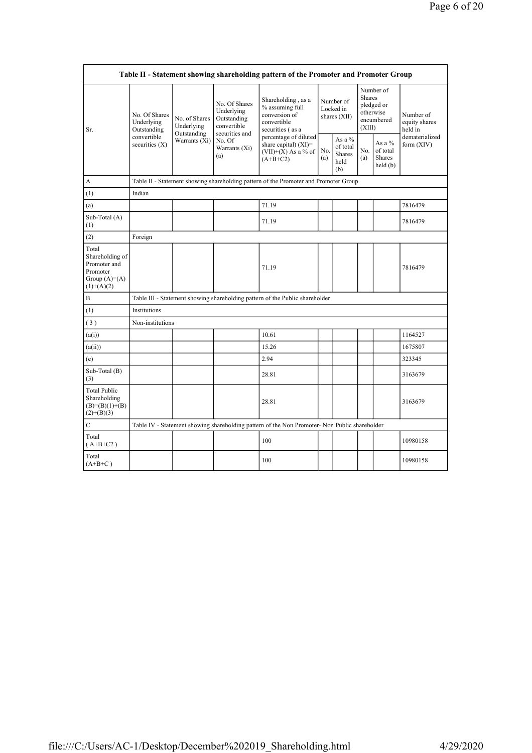| Table II - Statement showing shareholding pattern of the Promoter and Promoter Group | | | | | | | | | |
|---|---|---|---|---|---|---|---|---|---|
| Sr. | No. Of Shares Underlying Outstanding convertible securities (X) | No. of Shares Underlying Outstanding Warrants (Xi) | No. Of Shares Underlying Outstanding convertible securities and No. Of Warrants (Xi) (a) | Shareholding , as a % assuming full conversion of convertible securities ( as a percentage of diluted share capital) (XI)= (VII)+(X) As a % of (A+B+C2) | Number of Locked in shares (XII) | | Number of Shares pledged or otherwise encumbered (XIII) | | Number of equity shares held in dematerialized form (XIV) |
| | | | | | No. (a) | As a % of total Shares held (b) | No. (a) | As a % of total Shares held (b) | |
| A | Table II - Statement showing shareholding pattern of the Promoter and Promoter Group | | | | | | | | |
| (1) | Indian | | | | | | | | |
| (a) | | | | 71.19 | | | | | 7816479 |
| Sub-Total (A) (1) | | | | 71.19 | | | | | 7816479 |
| (2) | Foreign | | | | | | | | |
| Total Shareholding of Promoter and Promoter Group (A)=(A)(1)+(A)(2) | | | | 71.19 | | | | | 7816479 |
| B | Table III - Statement showing shareholding pattern of the Public shareholder | | | | | | | | |
| (1) | Institutions | | | | | | | | |
| ( 3 ) | Non-institutions | | | | | | | | |
| (a(i)) | | | | 10.61 | | | | | 1164527 |
| (a(ii)) | | | | 15.26 | | | | | 1675807 |
| (e) | | | | 2.94 | | | | | 323345 |
| Sub-Total (B) (3) | | | | 28.81 | | | | | 3163679 |
| Total Public Shareholding (B)=(B)(1)+(B)(2)+(B)(3) | | | | 28.81 | | | | | 3163679 |
| C | Table IV - Statement showing shareholding pattern of the Non Promoter- Non Public shareholder | | | | | | | | |
| Total ( A+B+C2 ) | | | | 100 | | | | | 10980158 |
| Total (A+B+C ) | | | | 100 | | | | | 10980158 |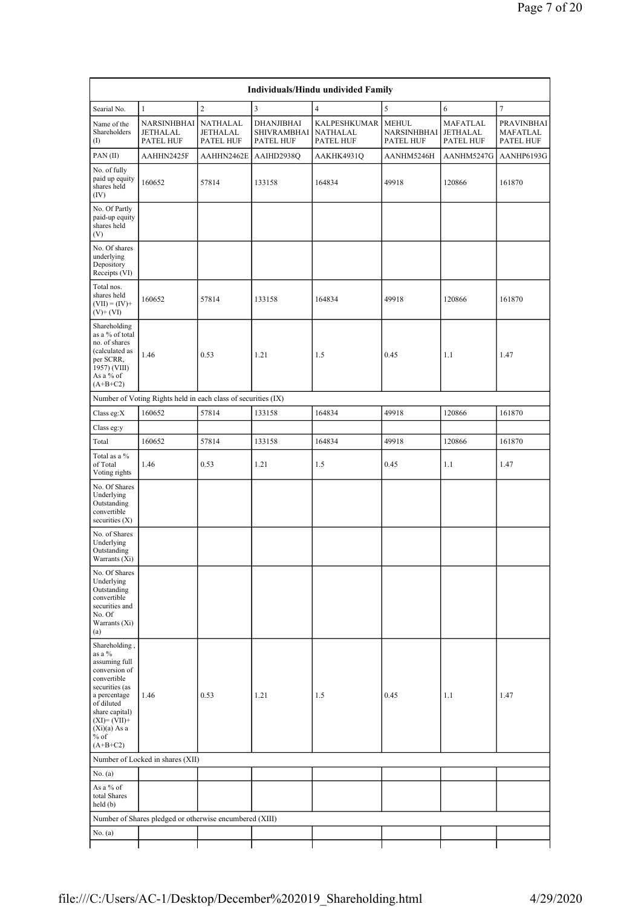| Individuals/Hindu undivided Family | | | | | | | |
|---|---|---|---|---|---|---|---|
| Searial No. | 1 | 2 | 3 | 4 | 5 | 6 | 7 |
| Name of the Shareholders (I) | NARSINHBHAI JETHALAL PATEL HUF | NATHALAL JETHALAL PATEL HUF | DHANJIBHAI SHIVRAMBHAI PATEL HUF | KALPESHKUMAR NATHALAL PATEL HUF | MEHUL NARSINHBHAI PATEL HUF | MAFATLAL JETHALAL PATEL HUF | PRAVINBHAI MAFATLAL PATEL HUF |
| PAN (II) | AAHHN2425F | AAHHN2462E | AAIHD2938Q | AAKHK4931Q | AANHM5246H | AANHM5247G | AANHP6193G |
| No. of fully paid up equity shares held (IV) | 160652 | 57814 | 133158 | 164834 | 49918 | 120866 | 161870 |
| No. Of Partly paid-up equity shares held (V) | | | | | | | |
| No. Of shares underlying Depository Receipts (VI) | | | | | | | |
| Total nos. shares held (VII) = (IV)+ (V)+ (VI) | 160652 | 57814 | 133158 | 164834 | 49918 | 120866 | 161870 |
| Shareholding as a % of total no. of shares (calculated as per SCRR, 1957) (VIII) As a % of (A+B+C2) | 1.46 | 0.53 | 1.21 | 1.5 | 0.45 | 1.1 | 1.47 |
| Number of Voting Rights held in each class of securities (IX) | | | | | | | |
| Class eg:X | 160652 | 57814 | 133158 | 164834 | 49918 | 120866 | 161870 |
| Class eg:y | | | | | | | |
| Total | 160652 | 57814 | 133158 | 164834 | 49918 | 120866 | 161870 |
| Total as a % of Total Voting rights | 1.46 | 0.53 | 1.21 | 1.5 | 0.45 | 1.1 | 1.47 |
| No. Of Shares Underlying Outstanding convertible securities (X) | | | | | | | |
| No. of Shares Underlying Outstanding Warrants (Xi) | | | | | | | |
| No. Of Shares Underlying Outstanding convertible securities and No. Of Warrants (Xi) (a) | | | | | | | |
| Shareholding , as a % assuming full conversion of convertible securities (as a percentage of diluted share capital) (XI)= (VII)+ (Xi)(a) As a % of (A+B+C2) | 1.46 | 0.53 | 1.21 | 1.5 | 0.45 | 1.1 | 1.47 |
| Number of Locked in shares (XII) | | | | | | | |
| No. (a) | | | | | | | |
| As a % of total Shares held (b) | | | | | | | |
| Number of Shares pledged or otherwise encumbered (XIII) | | | | | | | |
| No. (a) | | | | | | | |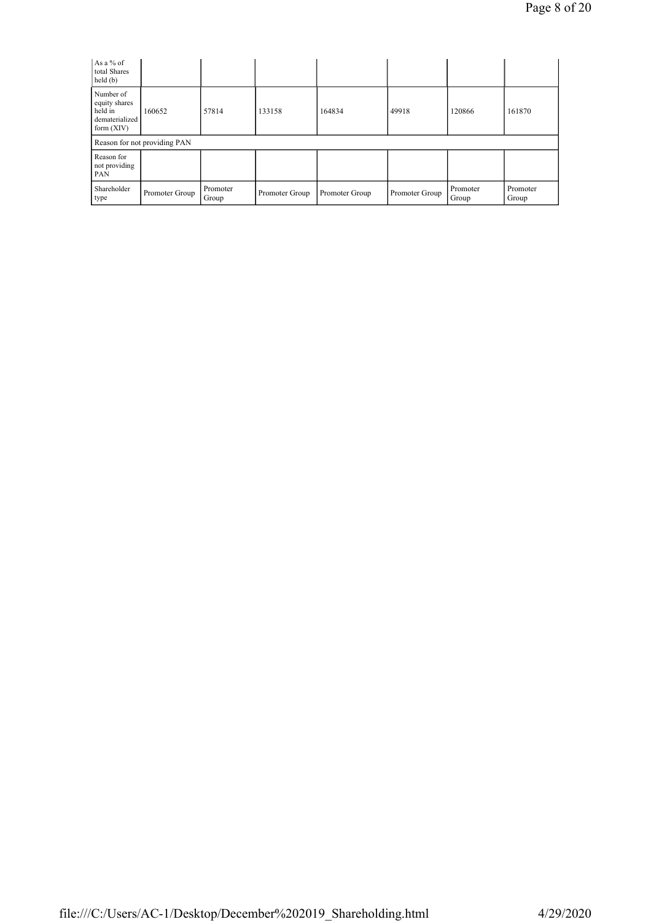| As a % of total Shares held (b) | | | | | | | |
|---|---|---|---|---|---|---|---|
| Number of equity shares held in dematerialized form (XIV) | 160652 | 57814 | 133158 | 164834 | 49918 | 120866 | 161870 |
| Reason for not providing PAN | | | | | | | |
| Reason for not providing PAN | | | | | | | |
| Shareholder type | Promoter Group | Promoter Group | Promoter Group | Promoter Group | Promoter Group | Promoter Group | Promoter Group |

file:///C:/Users/AC-1/Desktop/December%202019_Shareholding.html 4/29/2020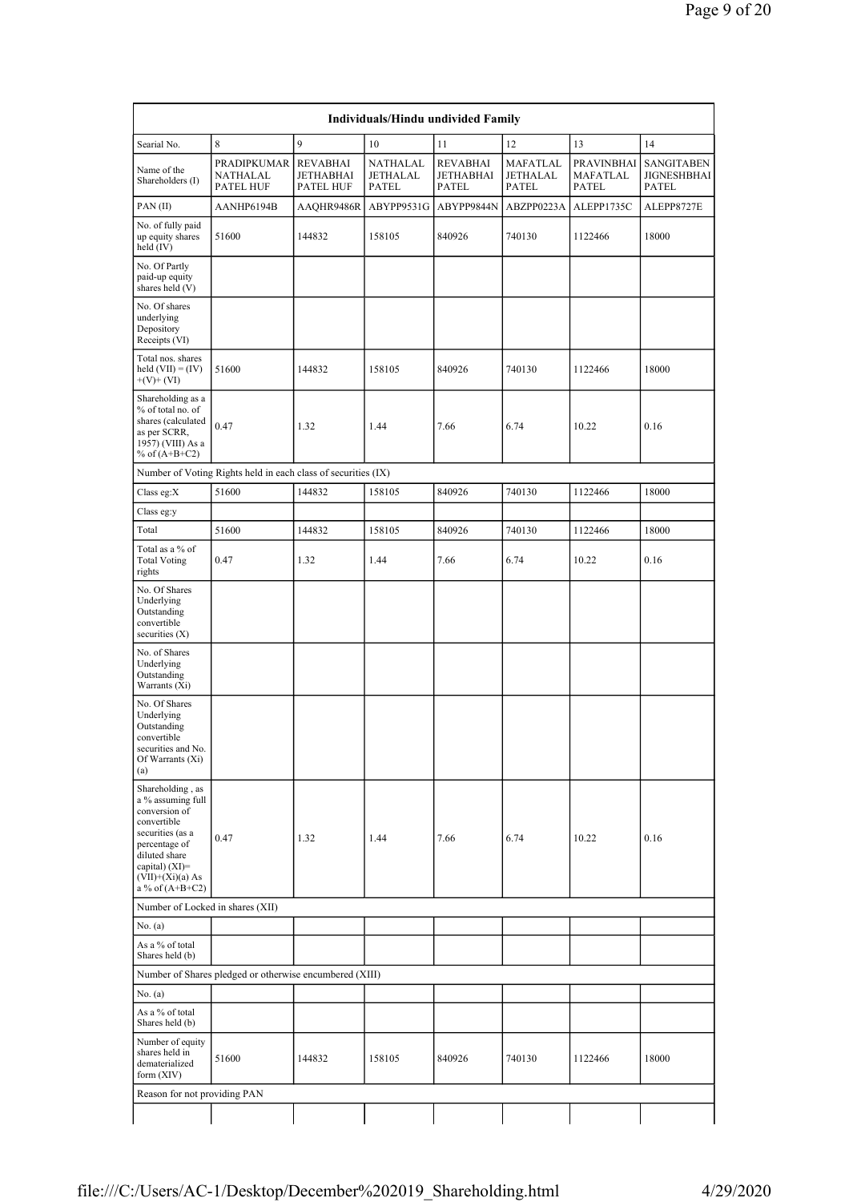| Individuals/Hindu undivided Family | | | | | | | |
|---|---|---|---|---|---|---|---|
| Searial No. | 8 | 9 | 10 | 11 | 12 | 13 | 14 |
| Name of the Shareholders (I) | PRADIPKUMAR NATHALAL PATEL HUF | REVABHAI JETHABHAI PATEL HUF | NATHALAL JETHALAL PATEL | REVABHAI JETHABHAI PATEL | MAFATLAL JETHALAL PATEL | PRAVINBHAI MAFATLAL PATEL | SANGITABEN JIGNESHBHAI PATEL |
| PAN (II) | AANHP6194B | AAQHR9486R | ABYPP9531G | ABYPP9844N | ABZPP0223A | ALEPP1735C | ALEPP8727E |
| No. of fully paid up equity shares held (IV) | 51600 | 144832 | 158105 | 840926 | 740130 | 1122466 | 18000 |
| No. Of Partly paid-up equity shares held (V) | | | | | | | |
| No. Of shares underlying Depository Receipts (VI) | | | | | | | |
| Total nos. shares held (VII) = (IV)+(V)+ (VI) | 51600 | 144832 | 158105 | 840926 | 740130 | 1122466 | 18000 |
| Shareholding as a % of total no. of shares (calculated as per SCRR, 1957) (VIII) As a % of (A+B+C2) | 0.47 | 1.32 | 1.44 | 7.66 | 6.74 | 10.22 | 0.16 |
| Number of Voting Rights held in each class of securities (IX) | | | | | | | |
| Class eg:X | 51600 | 144832 | 158105 | 840926 | 740130 | 1122466 | 18000 |
| Class eg:y | | | | | | | |
| Total | 51600 | 144832 | 158105 | 840926 | 740130 | 1122466 | 18000 |
| Total as a % of Total Voting rights | 0.47 | 1.32 | 1.44 | 7.66 | 6.74 | 10.22 | 0.16 |
| No. Of Shares Underlying Outstanding convertible securities (X) | | | | | | | |
| No. of Shares Underlying Outstanding Warrants (Xi) | | | | | | | |
| No. Of Shares Underlying Outstanding convertible securities and No. Of Warrants (Xi) (a) | | | | | | | |
| Shareholding , as a % assuming full conversion of convertible securities (as a percentage of diluted share capital) (XI)= (VII)+(Xi)(a) As a % of (A+B+C2) | 0.47 | 1.32 | 1.44 | 7.66 | 6.74 | 10.22 | 0.16 |
| Number of Locked in shares (XII) | | | | | | | |
| No. (a) | | | | | | | |
| As a % of total Shares held (b) | | | | | | | |
| Number of Shares pledged or otherwise encumbered (XIII) | | | | | | | |
| No. (a) | | | | | | | |
| As a % of total Shares held (b) | | | | | | | |
| Number of equity shares held in dematerialized form (XIV) | 51600 | 144832 | 158105 | 840926 | 740130 | 1122466 | 18000 |
| Reason for not providing PAN | | | | | | | |
| | | | | | | | |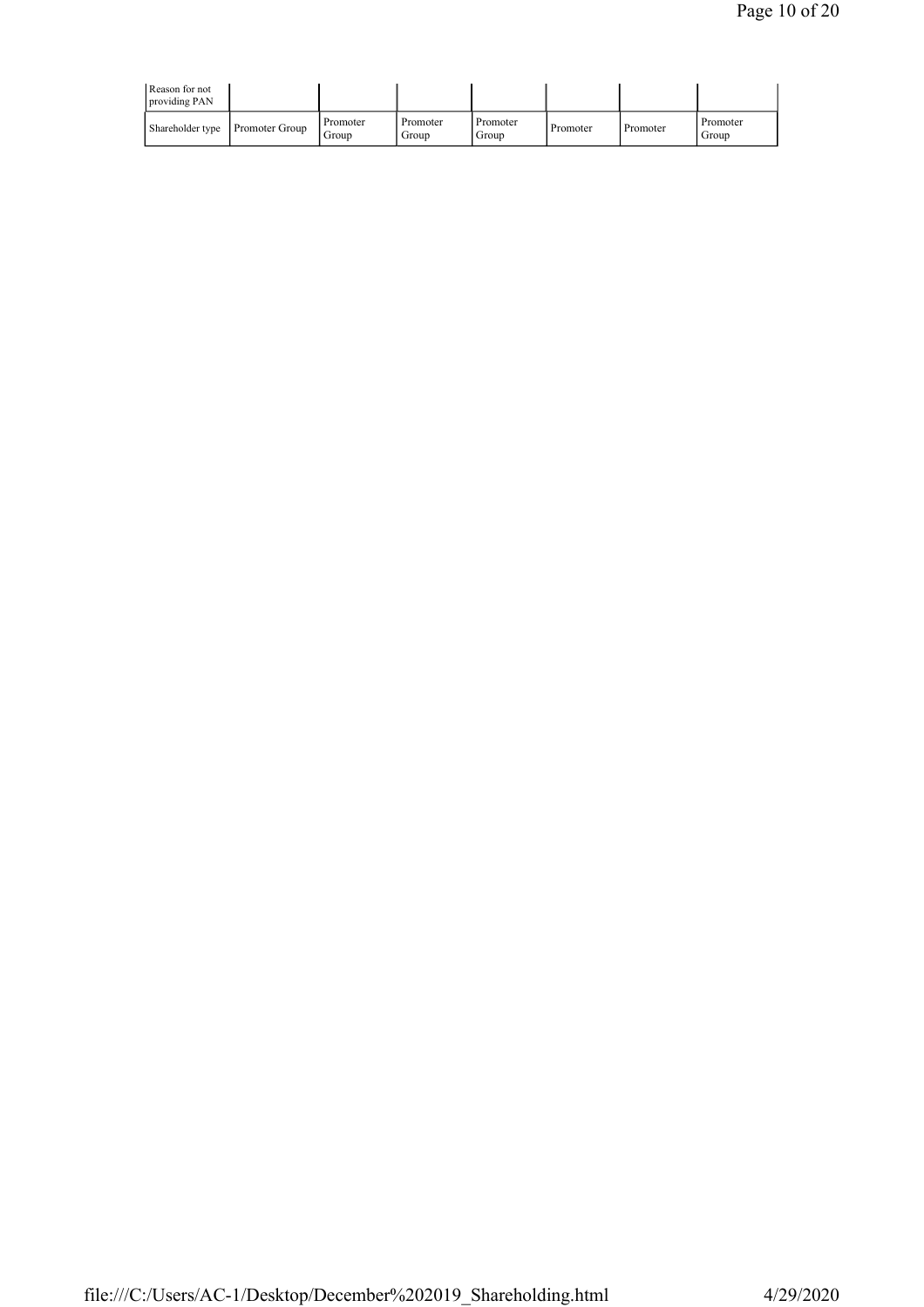| Reason for not providing PAN | | | | | | | |
|---|---|---|---|---|---|---|---|
| Shareholder type | Promoter Group | Promoter Group | Promoter Group | Promoter Group | Promoter | Promoter | Promoter Group |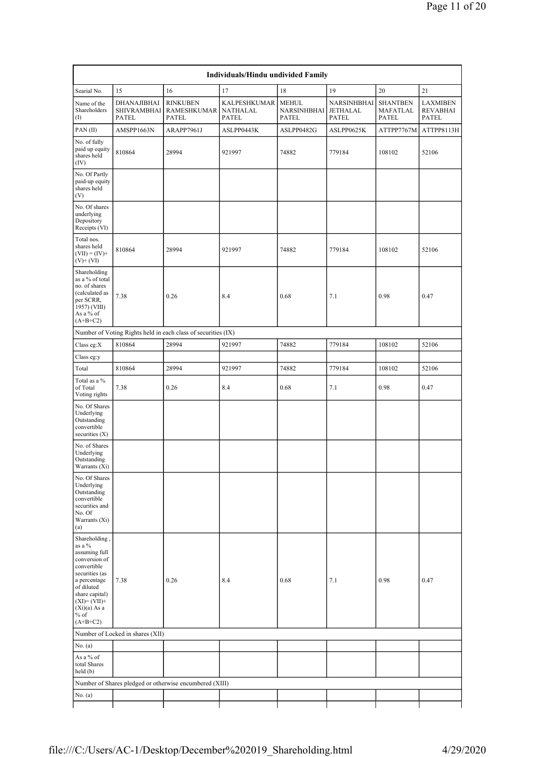| Individuals/Hindu undivided Family | | | | | | | |
|---|---|---|---|---|---|---|---|
| Searial No. | 15 | 16 | 17 | 18 | 19 | 20 | 21 |
| Name of the Shareholders (I) | DHANAJIBHAI SHIVRAMBHAI PATEL | RINKUBEN RAMESHKUMAR PATEL | KALPESHKUMAR NATHALAL PATEL | MEHUL NARSINHBHAI PATEL | NARSINHBHAI JETHALAL PATEL | SHANTBEN MAFATLAL PATEL | LAXMIBEN REVABHAI PATEL |
| PAN (II) | AMSPP1663N | ARAPP7961J | ASLPP0443K | ASLPP0482G | ASLPP0625K | ATTPP7767M | ATTPP8113H |
| No. of fully paid up equity shares held (IV) | 810864 | 28994 | 921997 | 74882 | 779184 | 108102 | 52106 |
| No. Of Partly paid-up equity shares held (V) | | | | | | | |
| No. Of shares underlying Depository Receipts (VI) | | | | | | | |
| Total nos. shares held (VII) = (IV)+(V)+ (VI) | 810864 | 28994 | 921997 | 74882 | 779184 | 108102 | 52106 |
| Shareholding as a % of total no. of shares (calculated as per SCRR, 1957) (VIII) As a % of (A+B+C2) | 7.38 | 0.26 | 8.4 | 0.68 | 7.1 | 0.98 | 0.47 |
| Number of Voting Rights held in each class of securities (IX) | | | | | | | |
| Class eg:X | 810864 | 28994 | 921997 | 74882 | 779184 | 108102 | 52106 |
| Class eg:y | | | | | | | |
| Total | 810864 | 28994 | 921997 | 74882 | 779184 | 108102 | 52106 |
| Total as a % of Total Voting rights | 7.38 | 0.26 | 8.4 | 0.68 | 7.1 | 0.98 | 0.47 |
| No. Of Shares Underlying Outstanding convertible securities (X) | | | | | | | |
| No. of Shares Underlying Outstanding Warrants (Xi) | | | | | | | |
| No. Of Shares Underlying Outstanding convertible securities and No. Of Warrants (Xi) (a) | | | | | | | |
| Shareholding , as a % assuming full conversion of convertible securities (as a percentage of diluted share capital) (XI)= (VII)+(Xi)(a) As a % of (A+B+C2) | 7.38 | 0.26 | 8.4 | 0.68 | 7.1 | 0.98 | 0.47 |
| Number of Locked in shares (XII) | | | | | | | |
| No. (a) | | | | | | | |
| As a % of total Shares held (b) | | | | | | | |
| Number of Shares pledged or otherwise encumbered (XIII) | | | | | | | |
| No. (a) | | | | | | | |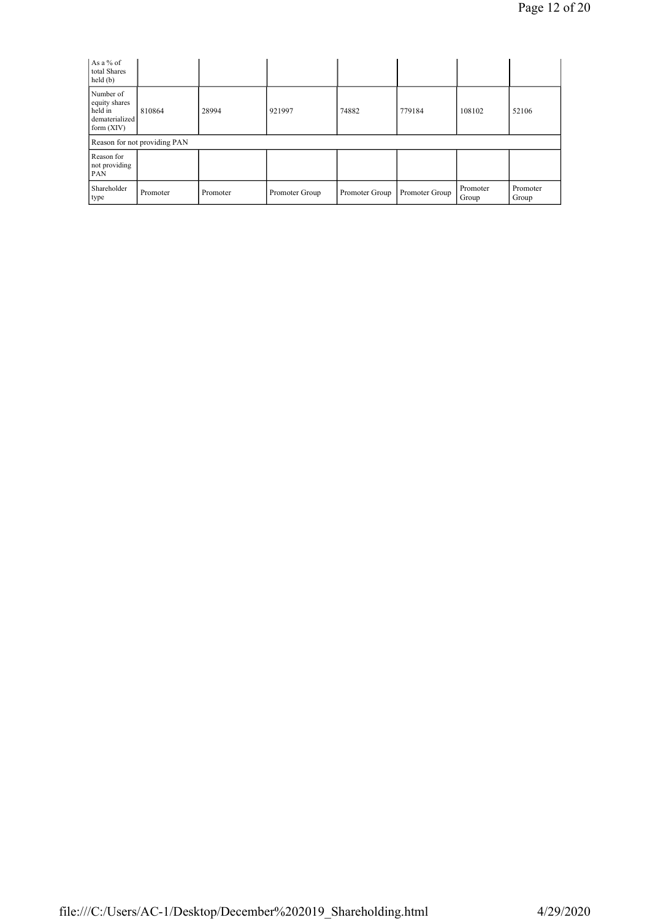| As a % of total Shares held (b) | | | | | | | |
|---|---|---|---|---|---|---|---|
| Number of equity shares held in dematerialized form (XIV) | 810864 | 28994 | 921997 | 74882 | 779184 | 108102 | 52106 |
| Reason for not providing PAN | | | | | | | |
| Reason for not providing PAN | | | | | | | |
| Shareholder type | Promoter | Promoter | Promoter Group | Promoter Group | Promoter Group | Promoter Group | Promoter Group |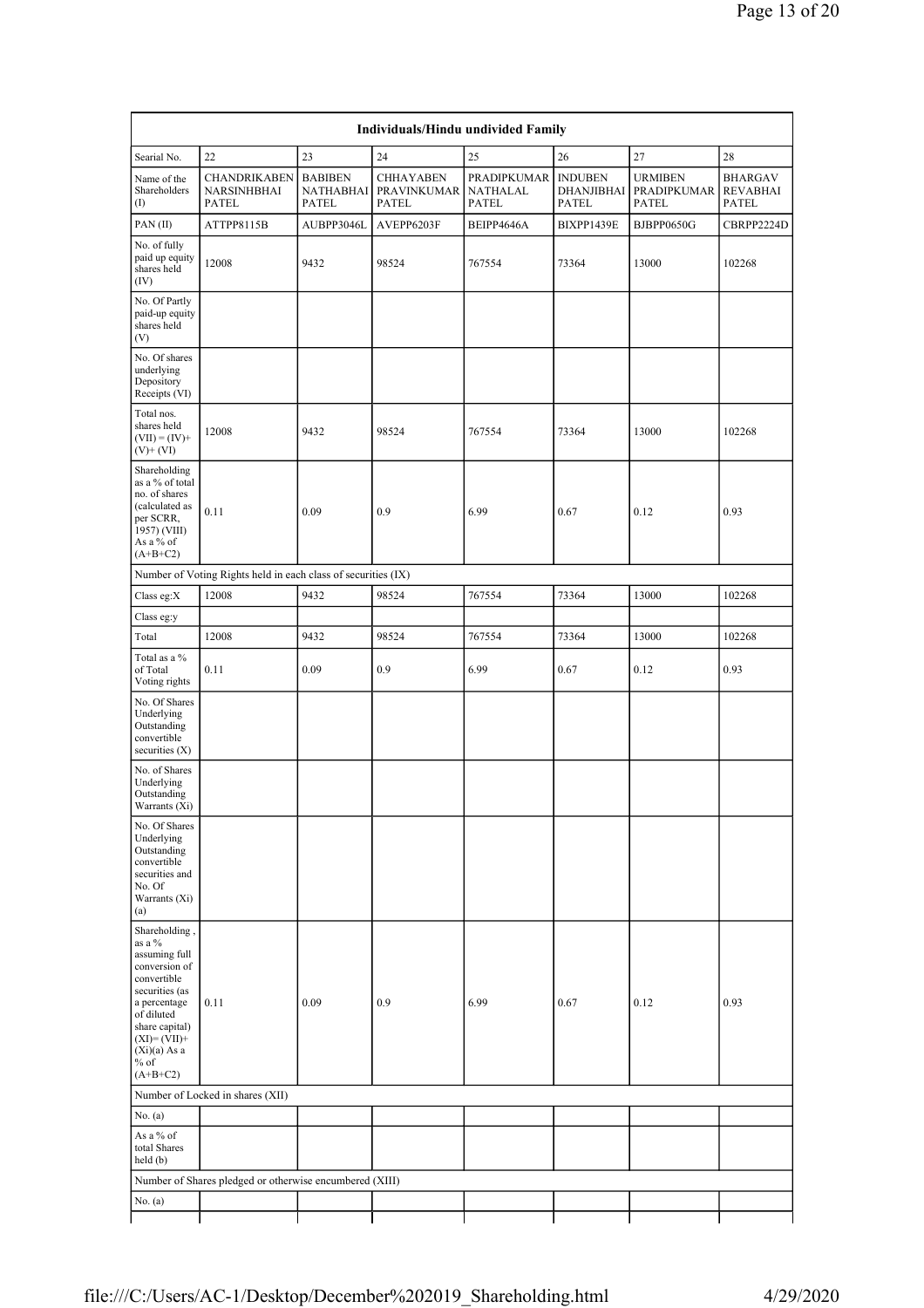| Individuals/Hindu undivided Family | | | | | | | |
|---|---|---|---|---|---|---|---|
| Searial No. | 22 | 23 | 24 | 25 | 26 | 27 | 28 |
| Name of the Shareholders (I) | CHANDRIKABEN NARSINHBHAI PATEL | BABIBEN NATHABHAI PATEL | CHHAYABEN PRAVINKUMAR PATEL | PRADIPKUMAR NATHALAL PATEL | INDUBEN DHANJIBHAI PATEL | URMIBEN PRADIPKUMAR PATEL | BHARGAV REVABHAI PATEL |
| PAN (II) | ATTPP8115B | AUBPP3046L | AVEPP6203F | BEIPP4646A | BIXPP1439E | BJBPP0650G | CBRPP2224D |
| No. of fully paid up equity shares held (IV) | 12008 | 9432 | 98524 | 767554 | 73364 | 13000 | 102268 |
| No. Of Partly paid-up equity shares held (V) | | | | | | | |
| No. Of shares underlying Depository Receipts (VI) | | | | | | | |
| Total nos. shares held (VII) = (IV)+ (V)+ (VI) | 12008 | 9432 | 98524 | 767554 | 73364 | 13000 | 102268 |
| Shareholding as a % of total no. of shares (calculated as per SCRR, 1957) (VIII) As a % of (A+B+C2) | 0.11 | 0.09 | 0.9 | 6.99 | 0.67 | 0.12 | 0.93 |
| Number of Voting Rights held in each class of securities (IX) | | | | | | | |
| Class eg:X | 12008 | 9432 | 98524 | 767554 | 73364 | 13000 | 102268 |
| Class eg:y | | | | | | | |
| Total | 12008 | 9432 | 98524 | 767554 | 73364 | 13000 | 102268 |
| Total as a % of Total Voting rights | 0.11 | 0.09 | 0.9 | 6.99 | 0.67 | 0.12 | 0.93 |
| No. Of Shares Underlying Outstanding convertible securities (X) | | | | | | | |
| No. of Shares Underlying Outstanding Warrants (Xi) | | | | | | | |
| No. Of Shares Underlying Outstanding convertible securities and No. Of Warrants (Xi) (a) | | | | | | | |
| Shareholding , as a % assuming full conversion of convertible securities (as a percentage of diluted share capital) (XI)= (VII)+ (Xi)(a) As a % of (A+B+C2) | 0.11 | 0.09 | 0.9 | 6.99 | 0.67 | 0.12 | 0.93 |
| Number of Locked in shares (XII) | | | | | | | |
| No. (a) | | | | | | | |
| As a % of total Shares held (b) | | | | | | | |
| Number of Shares pledged or otherwise encumbered (XIII) | | | | | | | |
| No. (a) | | | | | | | |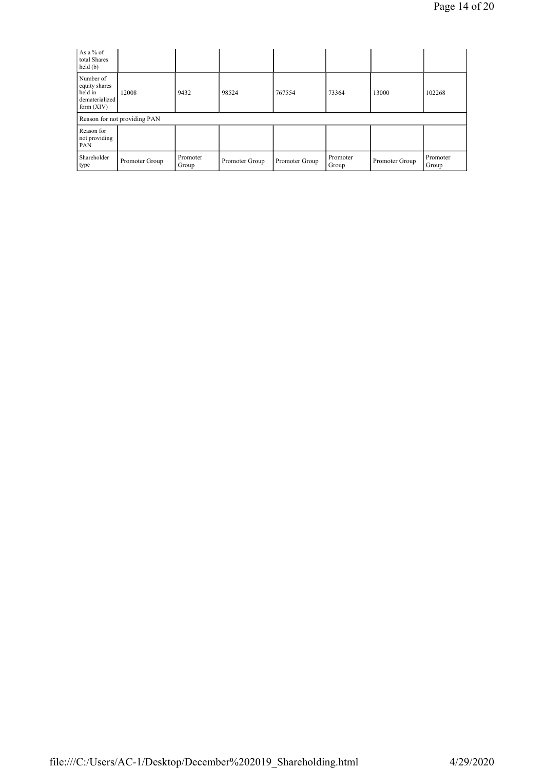| As a % of total Shares held (b) | | | | | | | |
|---|---|---|---|---|---|---|---|
| Number of equity shares held in dematerialized form (XIV) | 12008 | 9432 | 98524 | 767554 | 73364 | 13000 | 102268 |
| Reason for not providing PAN | | | | | | | |
| Reason for not providing PAN | | | | | | | |
| Shareholder type | Promoter Group | Promoter Group | Promoter Group | Promoter Group | Promoter Group | Promoter Group | Promoter Group |

file:///C:/Users/AC-1/Desktop/December%202019_Shareholding.html 4/29/2020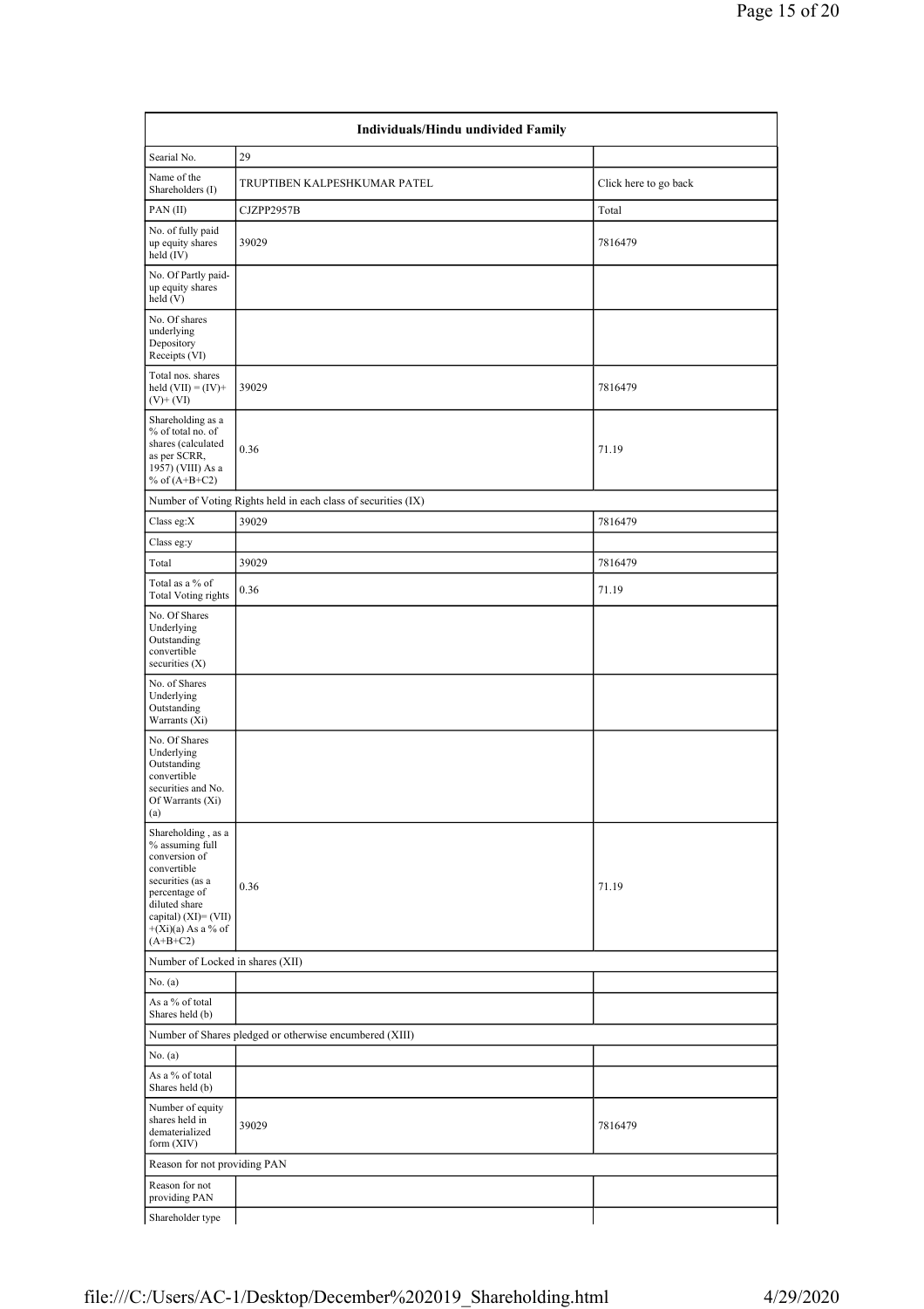| Individuals/Hindu undivided Family | | |
|---|---|---|
| Searial No. | 29 | |
| Name of the Shareholders (I) | TRUPTIBEN KALPESHKUMAR PATEL | Click here to go back |
| PAN (II) | CJZPP2957B | Total |
| No. of fully paid up equity shares held (IV) | 39029 | 7816479 |
| No. Of Partly paid-up equity shares held (V) | | |
| No. Of shares underlying Depository Receipts (VI) | | |
| Total nos. shares held (VII) = (IV)+(V)+ (VI) | 39029 | 7816479 |
| Shareholding as a % of total no. of shares (calculated as per SCRR, 1957) (VIII) As a % of (A+B+C2) | 0.36 | 71.19 |
| Number of Voting Rights held in each class of securities (IX) | | |
| Class eg:X | 39029 | 7816479 |
| Class eg:y | | |
| Total | 39029 | 7816479 |
| Total as a % of Total Voting rights | 0.36 | 71.19 |
| No. Of Shares Underlying Outstanding convertible securities (X) | | |
| No. of Shares Underlying Outstanding Warrants (Xi) | | |
| No. Of Shares Underlying Outstanding convertible securities and No. Of Warrants (Xi) (a) | | |
| Shareholding , as a % assuming full conversion of convertible securities (as a percentage of diluted share capital) (XI)= (VII)+(Xi)(a) As a % of (A+B+C2) | 0.36 | 71.19 |
| Number of Locked in shares (XII) | | |
| No. (a) | | |
| As a % of total Shares held (b) | | |
| Number of Shares pledged or otherwise encumbered (XIII) | | |
| No. (a) | | |
| As a % of total Shares held (b) | | |
| Number of equity shares held in dematerialized form (XIV) | 39029 | 7816479 |
| Reason for not providing PAN | | |
| Reason for not providing PAN | | |
| Shareholder type | | |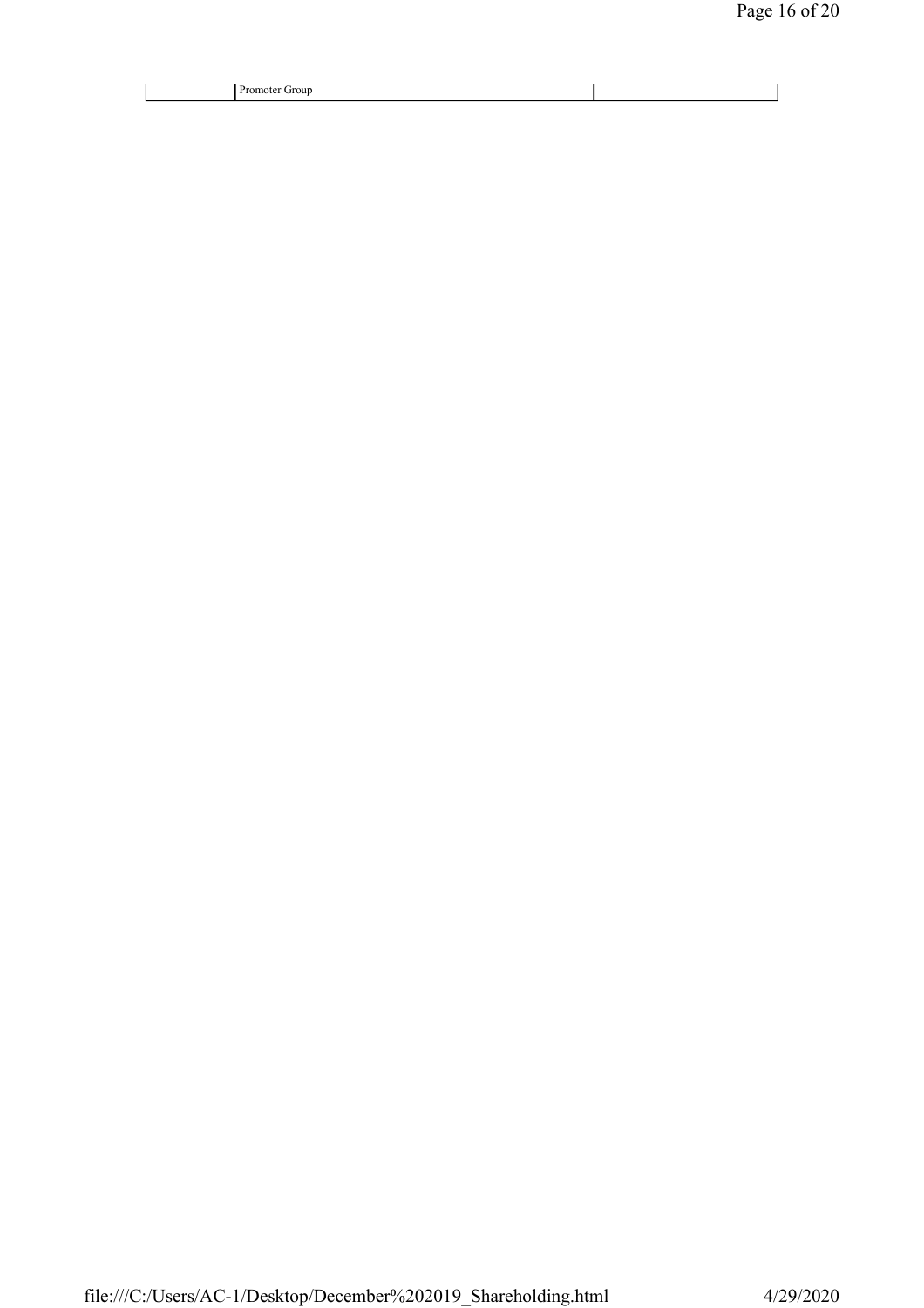| | | |
|---|---|---|
| | Promoter Group | |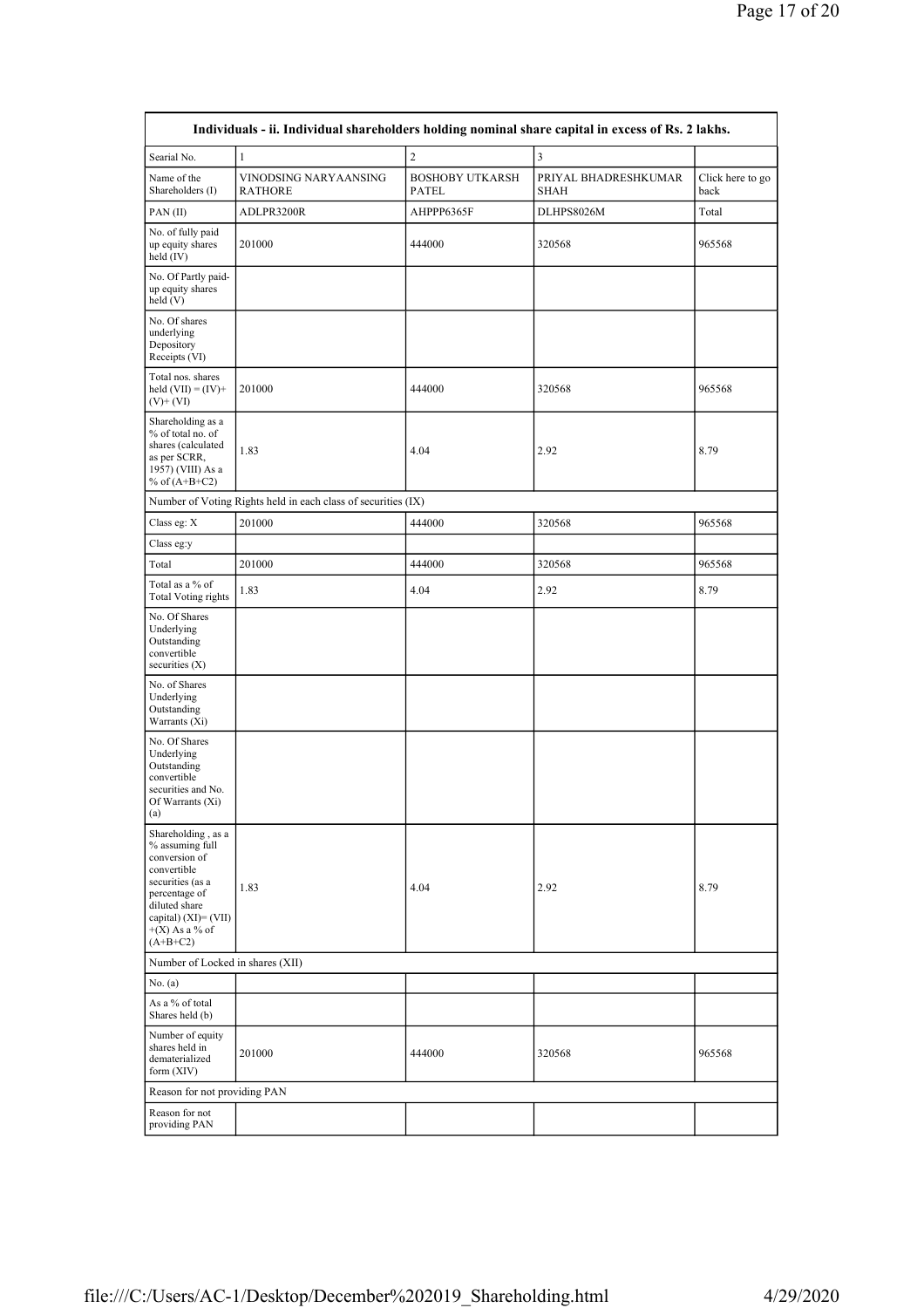| Individuals - ii. Individual shareholders holding nominal share capital in excess of Rs. 2 lakhs. | | | | |
|---|---|---|---|---|
| Searial No. | 1 | 2 | 3 | |
| Name of the Shareholders (I) | VINODSING NARYAANSING RATHORE | BOSHOBY UTKARSH PATEL | PRIYAL BHADRESHKUMAR SHAH | Click here to go back |
| PAN (II) | ADLPR3200R | AHPPP6365F | DLHPS8026M | Total |
| No. of fully paid up equity shares held (IV) | 201000 | 444000 | 320568 | 965568 |
| No. Of Partly paid-up equity shares held (V) | | | | |
| No. Of shares underlying Depository Receipts (VI) | | | | |
| Total nos. shares held (VII) = (IV)+(V)+ (VI) | 201000 | 444000 | 320568 | 965568 |
| Shareholding as a % of total no. of shares (calculated as per SCRR, 1957) (VIII) As a % of (A+B+C2) | 1.83 | 4.04 | 2.92 | 8.79 |
| Number of Voting Rights held in each class of securities (IX) | | | | |
| Class eg: X | 201000 | 444000 | 320568 | 965568 |
| Class eg:y | | | | |
| Total | 201000 | 444000 | 320568 | 965568 |
| Total as a % of Total Voting rights | 1.83 | 4.04 | 2.92 | 8.79 |
| No. Of Shares Underlying Outstanding convertible securities (X) | | | | |
| No. of Shares Underlying Outstanding Warrants (Xi) | | | | |
| No. Of Shares Underlying Outstanding convertible securities and No. Of Warrants (Xi) (a) | | | | |
| Shareholding , as a % assuming full conversion of convertible securities (as a percentage of diluted share capital) (XI)= (VII)+(X) As a % of (A+B+C2) | 1.83 | 4.04 | 2.92 | 8.79 |
| Number of Locked in shares (XII) | | | | |
| No. (a) | | | | |
| As a % of total Shares held (b) | | | | |
| Number of equity shares held in dematerialized form (XIV) | 201000 | 444000 | 320568 | 965568 |
| Reason for not providing PAN | | | | |
| Reason for not providing PAN | | | | |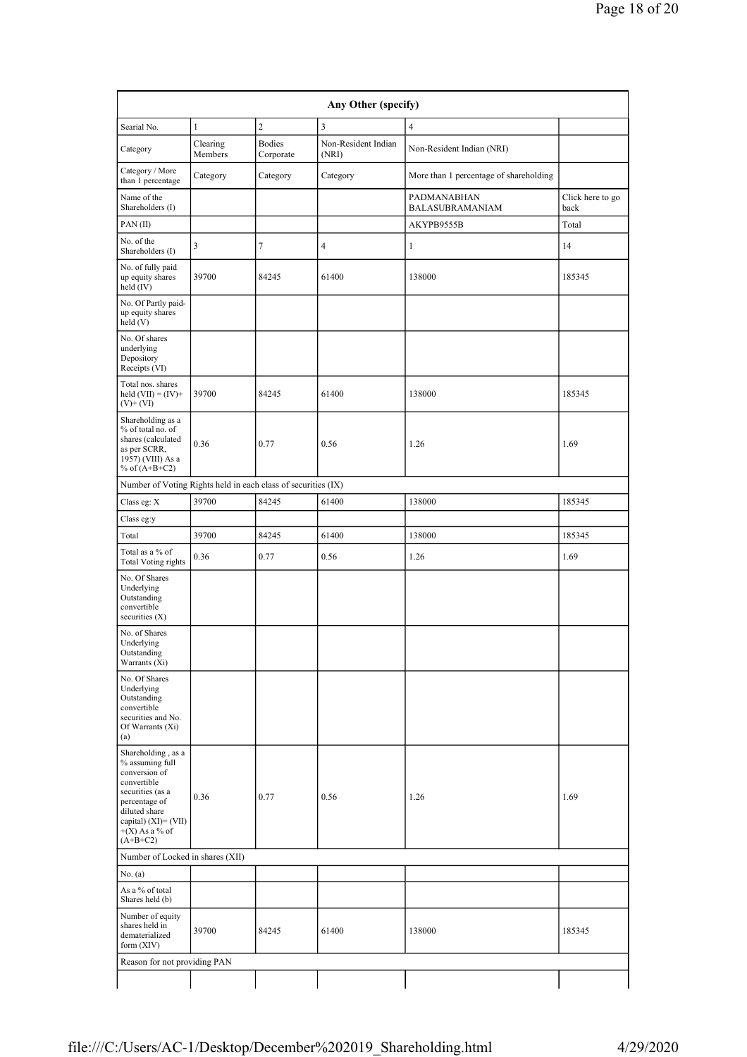| Any Other (specify) | | | | | |
|---|---|---|---|---|---|
| Searial No. | 1 | 2 | 3 | 4 | |
| Category | Clearing Members | Bodies Corporate | Non-Resident Indian (NRI) | Non-Resident Indian (NRI) | |
| Category / More than 1 percentage | Category | Category | Category | More than 1 percentage of shareholding | |
| Name of the Shareholders (I) | | | | PADMANABHAN BALASUBRAMANIAM | Click here to go back |
| PAN (II) | | | | AKYPB9555B | Total |
| No. of the Shareholders (I) | 3 | 7 | 4 | 1 | 14 |
| No. of fully paid up equity shares held (IV) | 39700 | 84245 | 61400 | 138000 | 185345 |
| No. Of Partly paid-up equity shares held (V) | | | | | |
| No. Of shares underlying Depository Receipts (VI) | | | | | |
| Total nos. shares held (VII) = (IV)+(V)+ (VI) | 39700 | 84245 | 61400 | 138000 | 185345 |
| Shareholding as a % of total no. of shares (calculated as per SCRR, 1957) (VIII) As a % of (A+B+C2) | 0.36 | 0.77 | 0.56 | 1.26 | 1.69 |
| Number of Voting Rights held in each class of securities (IX) | | | | | |
| Class eg: X | 39700 | 84245 | 61400 | 138000 | 185345 |
| Class eg:y | | | | | |
| Total | 39700 | 84245 | 61400 | 138000 | 185345 |
| Total as a % of Total Voting rights | 0.36 | 0.77 | 0.56 | 1.26 | 1.69 |
| No. Of Shares Underlying Outstanding convertible securities (X) | | | | | |
| No. of Shares Underlying Outstanding Warrants (Xi) | | | | | |
| No. Of Shares Underlying Outstanding convertible securities and No. Of Warrants (Xi) (a) | | | | | |
| Shareholding , as a % assuming full conversion of convertible securities (as a percentage of diluted share capital) (XI)= (VII)+(X) As a % of (A+B+C2) | 0.36 | 0.77 | 0.56 | 1.26 | 1.69 |
| Number of Locked in shares (XII) | | | | | |
| No. (a) | | | | | |
| As a % of total Shares held (b) | | | | | |
| Number of equity shares held in dematerialized form (XIV) | 39700 | 84245 | 61400 | 138000 | 185345 |
| Reason for not providing PAN | | | | | |
| | | | | | |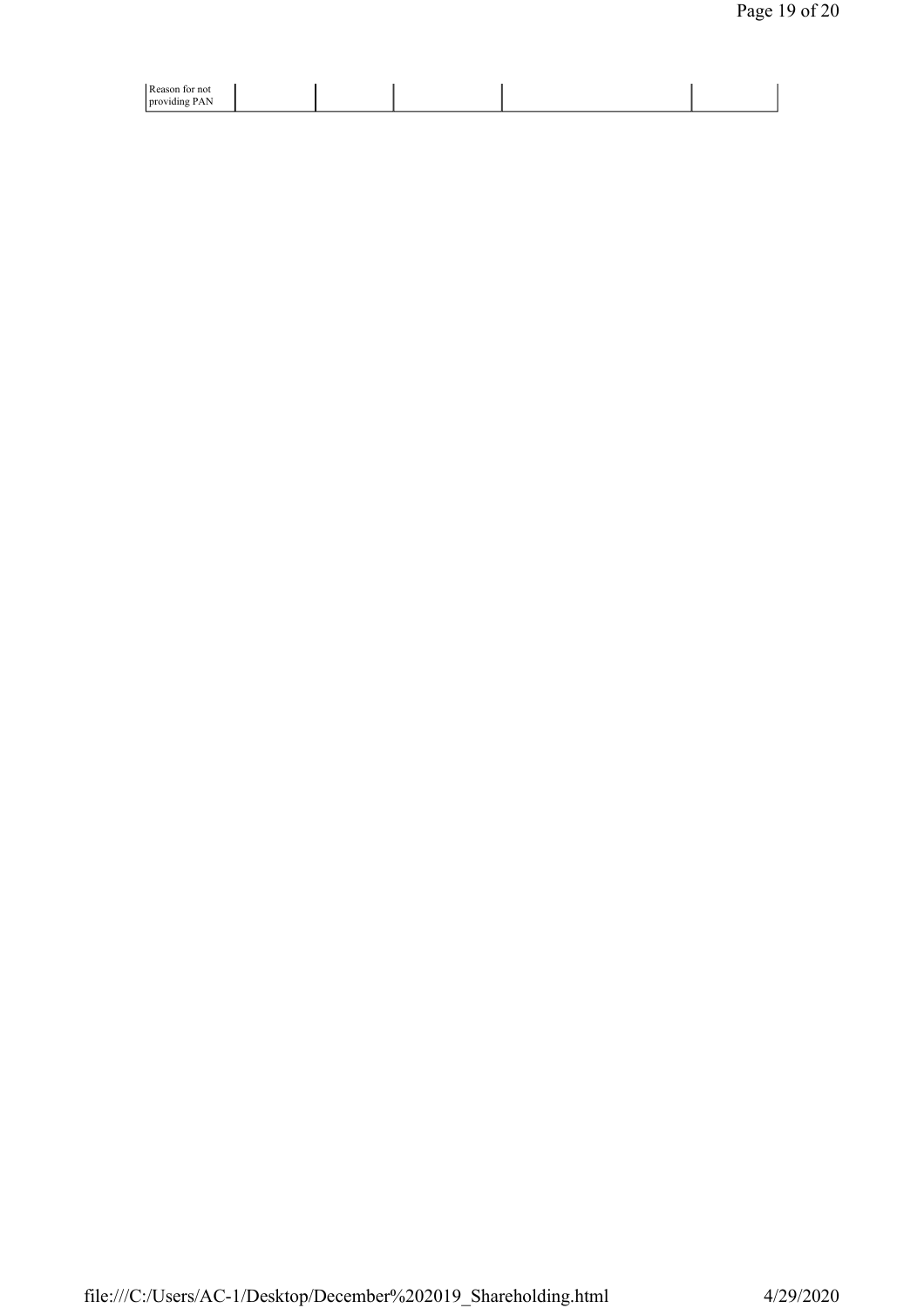| Reason for not providing PAN | | | | | |
|---|---|---|---|---|---|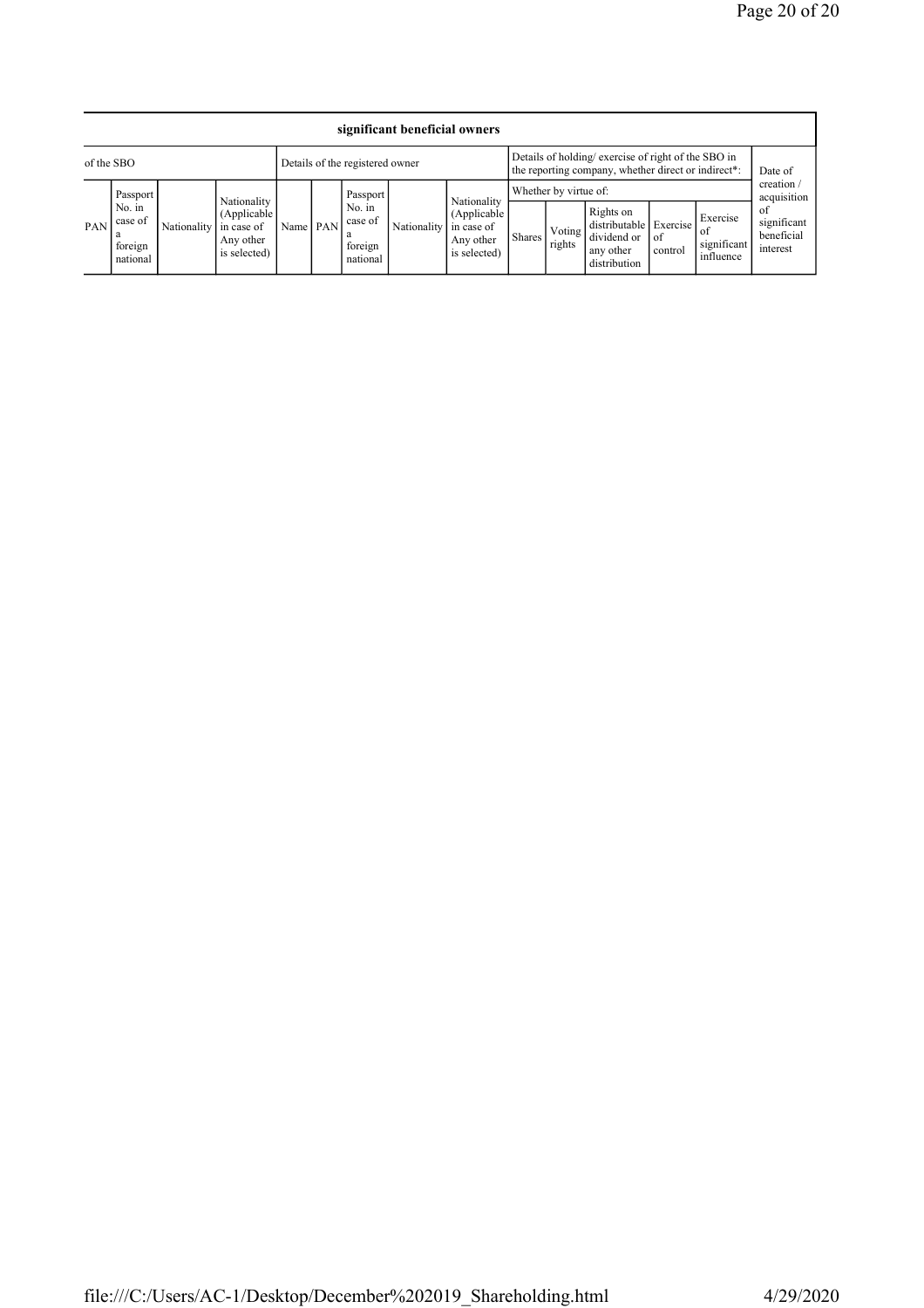| significant beneficial owners | | | | | | | | | | | | | | |
|---|---|---|---|---|---|---|---|---|---|---|---|---|---|---|
| of the SBO | | | Details of the registered owner | | | | | Details of holding/ exercise of right of the SBO in the reporting company, whether direct or indirect*: | | | | | Date of creation / acquisition of significant beneficial interest |
| | | | | | | | | Whether by virtue of: | | | | | |
| PAN | Passport No. in case of a foreign national | Nationality | Nationality (Applicable in case of Any other is selected) | Name | PAN | Passport No. in case of a foreign national | Nationality | Nationality (Applicable in case of Any other is selected) | Shares | Voting rights | Rights on distributable dividend or any other distribution | Exercise of control | Exercise of significant influence | |